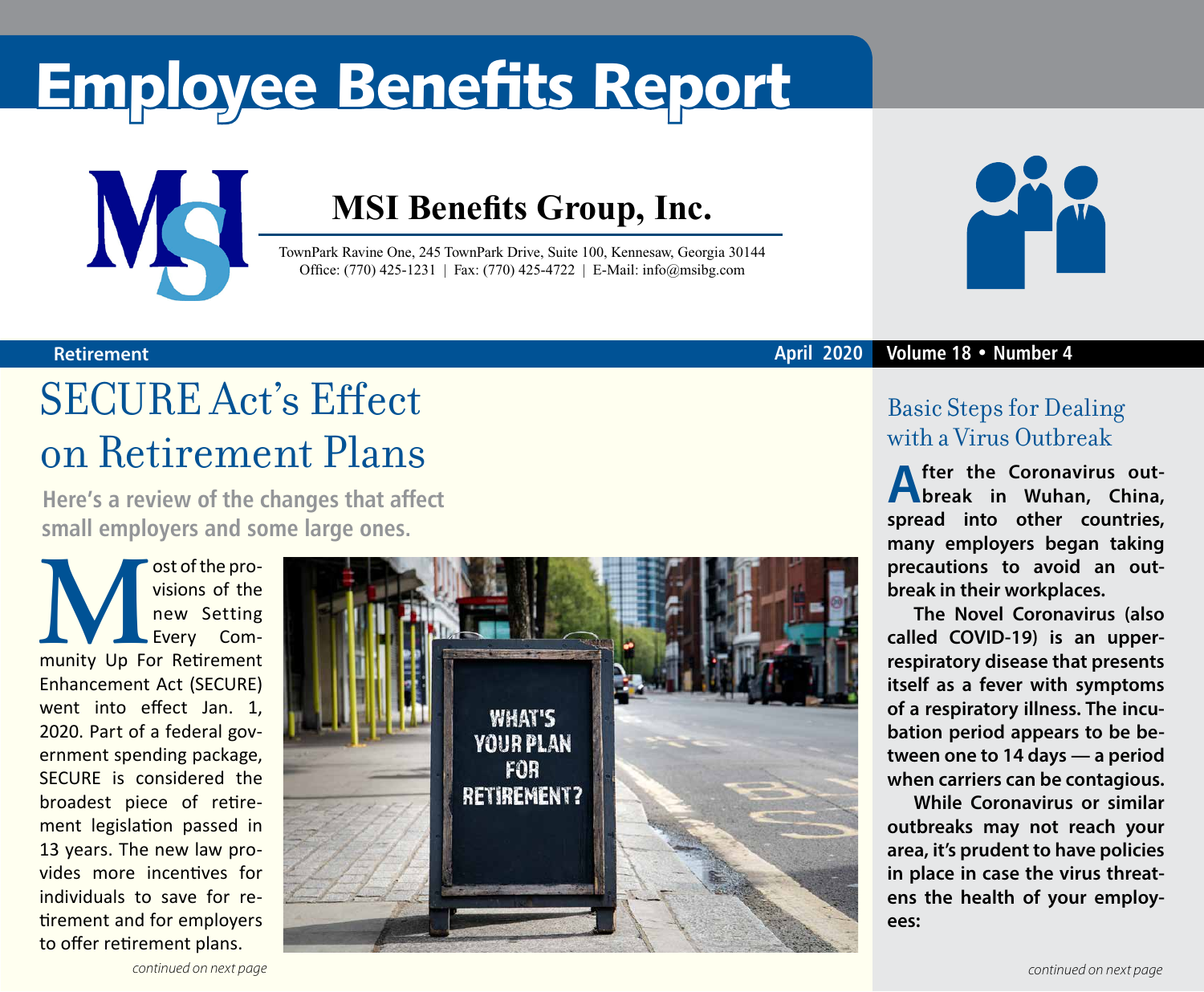# Employee Benefits Report

**MSI Benefits Group, Inc.**

TownPark Ravine One, 245 TownPark Drive, Suite 100, Kennesaw, Georgia 30144
Office: (770) 425-1231 | Fax: (770) 425-4722 | E-Mail: info@msibg.com

Retirement — April 2020 — Volume 18 • Number 4

## SECURE Act's Effect on Retirement Plans

**Here's a review of the changes that affect small employers and some large ones.**

Most of the provisions of the new Setting Every Community Up For Retirement Enhancement Act (SECURE) went into effect Jan. 1, 2020. Part of a federal government spending package, SECURE is considered the broadest piece of retirement legislation passed in 13 years. The new law provides more incentives for individuals to save for retirement and for employers to offer retirement plans.

*continued on next page*

## Basic Steps for Dealing with a Virus Outbreak

**After the Coronavirus outbreak in Wuhan, China, spread into other countries, many employers began taking precautions to avoid an outbreak in their workplaces.**

**The Novel Coronavirus (also called COVID-19) is an upper-respiratory disease that presents itself as a fever with symptoms of a respiratory illness. The incubation period appears to be between one to 14 days — a period when carriers can be contagious.**

**While Coronavirus or similar outbreaks may not reach your area, it's prudent to have policies in place in case the virus threatens the health of your employees:**

*continued on next page*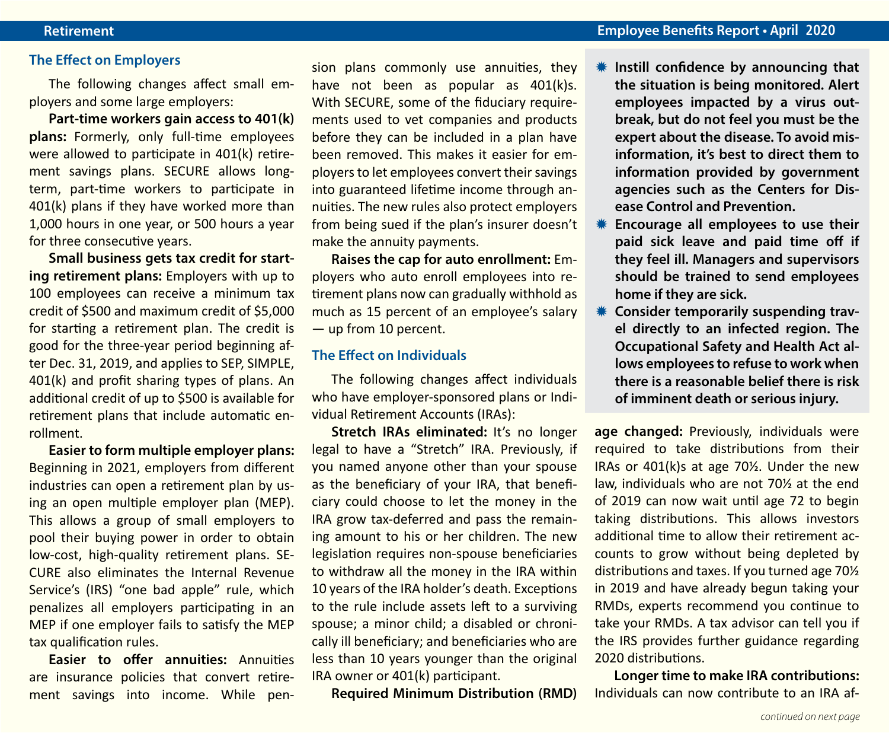## The Effect on Employers

The following changes affect small employers and some large employers:

**Part-time workers gain access to 401(k) plans:** Formerly, only full-time employees were allowed to participate in 401(k) retirement savings plans. SECURE allows long-term, part-time workers to participate in 401(k) plans if they have worked more than 1,000 hours in one year, or 500 hours a year for three consecutive years.

**Small business gets tax credit for starting retirement plans:** Employers with up to 100 employees can receive a minimum tax credit of $500 and maximum credit of $5,000 for starting a retirement plan. The credit is good for the three-year period beginning after Dec. 31, 2019, and applies to SEP, SIMPLE, 401(k) and profit sharing types of plans. An additional credit of up to $500 is available for retirement plans that include automatic enrollment.

**Easier to form multiple employer plans:** Beginning in 2021, employers from different industries can open a retirement plan by using an open multiple employer plan (MEP). This allows a group of small employers to pool their buying power in order to obtain low-cost, high-quality retirement plans. SECURE also eliminates the Internal Revenue Service's (IRS) "one bad apple" rule, which penalizes all employers participating in an MEP if one employer fails to satisfy the MEP tax qualification rules.

**Easier to offer annuities:** Annuities are insurance policies that convert retirement savings into income. While pension plans commonly use annuities, they have not been as popular as 401(k)s. With SECURE, some of the fiduciary requirements used to vet companies and products before they can be included in a plan have been removed. This makes it easier for employers to let employees convert their savings into guaranteed lifetime income through annuities. The new rules also protect employers from being sued if the plan's insurer doesn't make the annuity payments.

**Raises the cap for auto enrollment:** Employers who auto enroll employees into retirement plans now can gradually withhold as much as 15 percent of an employee's salary — up from 10 percent.

## The Effect on Individuals

The following changes affect individuals who have employer-sponsored plans or Individual Retirement Accounts (IRAs):

**Stretch IRAs eliminated:** It's no longer legal to have a "Stretch" IRA. Previously, if you named anyone other than your spouse as the beneficiary of your IRA, that beneficiary could choose to let the money in the IRA grow tax-deferred and pass the remaining amount to his or her children. The new legislation requires non-spouse beneficiaries to withdraw all the money in the IRA within 10 years of the IRA holder's death. Exceptions to the rule include assets left to a surviving spouse; a minor child; a disabled or chronically ill beneficiary; and beneficiaries who are less than 10 years younger than the original IRA owner or 401(k) participant.

**Required Minimum Distribution (RMD) age changed:** Previously, individuals were required to take distributions from their IRAs or 401(k)s at age 70½. Under the new law, individuals who are not 70½ at the end of 2019 can now wait until age 72 to begin taking distributions. This allows investors additional time to allow their retirement accounts to grow without being depleted by distributions and taxes. If you turned age 70½ in 2019 and have already begun taking your RMDs, experts recommend you continue to take your RMDs. A tax advisor can tell you if the IRS provides further guidance regarding 2020 distributions.

**Longer time to make IRA contributions:** Individuals can now contribute to an IRA af-

*continued on next page*

---

- **Instill confidence by announcing that the situation is being monitored. Alert employees impacted by a virus outbreak, but do not feel you must be the expert about the disease. To avoid misinformation, it's best to direct them to information provided by government agencies such as the Centers for Disease Control and Prevention.**
- **Encourage all employees to use their paid sick leave and paid time off if they feel ill. Managers and supervisors should be trained to send employees home if they are sick.**
- **Consider temporarily suspending travel directly to an infected region. The Occupational Safety and Health Act allows employees to refuse to work when there is a reasonable belief there is risk of imminent death or serious injury.**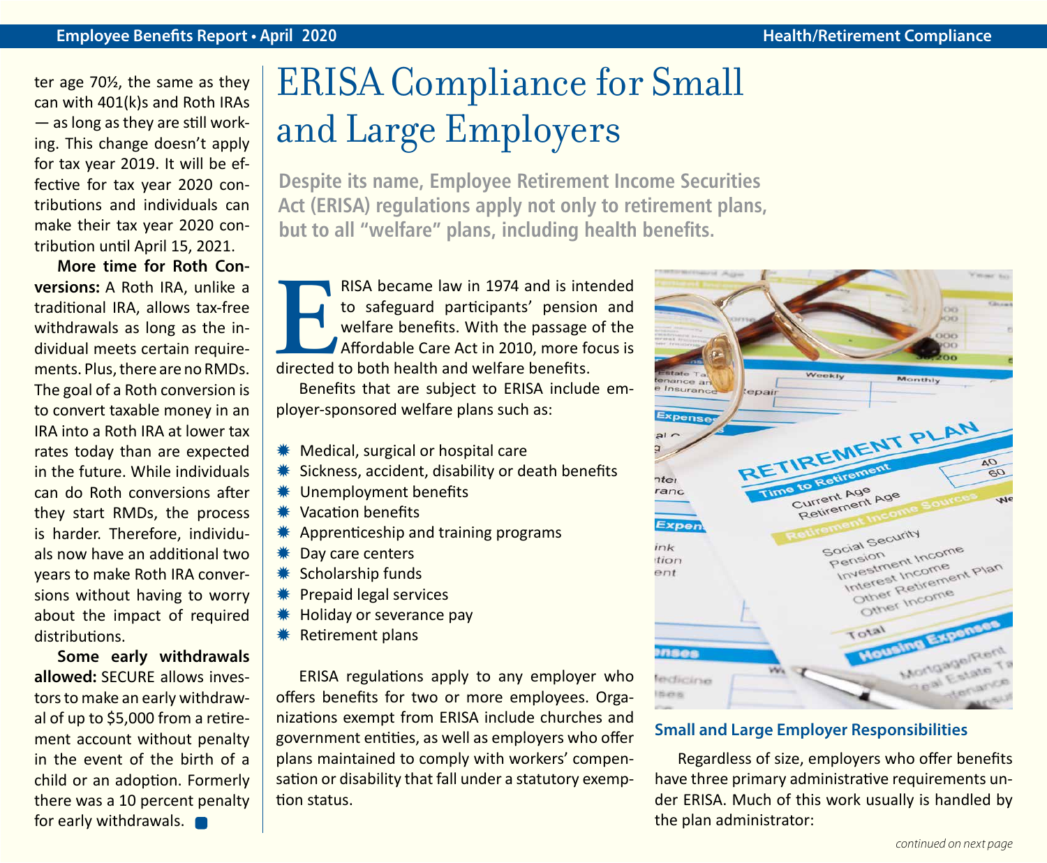ter age 70½, the same as they can with 401(k)s and Roth IRAs — as long as they are still working. This change doesn't apply for tax year 2019. It will be effective for tax year 2020 contributions and individuals can make their tax year 2020 contribution until April 15, 2021.

**More time for Roth Conversions:** A Roth IRA, unlike a traditional IRA, allows tax-free withdrawals as long as the individual meets certain requirements. Plus, there are no RMDs. The goal of a Roth conversion is to convert taxable money in an IRA into a Roth IRA at lower tax rates today than are expected in the future. While individuals can do Roth conversions after they start RMDs, the process is harder. Therefore, individuals now have an additional two years to make Roth IRA conversions without having to worry about the impact of required distributions.

**Some early withdrawals allowed:** SECURE allows investors to make an early withdrawal of up to $5,000 from a retirement account without penalty in the event of the birth of a child or an adoption. Formerly there was a 10 percent penalty for early withdrawals.

# ERISA Compliance for Small and Large Employers

**Despite its name, Employee Retirement Income Securities Act (ERISA) regulations apply not only to retirement plans, but to all "welfare" plans, including health benefits.**

ERISA became law in 1974 and is intended to safeguard participants' pension and welfare benefits. With the passage of the Affordable Care Act in 2010, more focus is directed to both health and welfare benefits.

Benefits that are subject to ERISA include employer-sponsored welfare plans such as:

- Medical, surgical or hospital care
- Sickness, accident, disability or death benefits
- Unemployment benefits
- Vacation benefits
- Apprenticeship and training programs
- Day care centers
- Scholarship funds
- Prepaid legal services
- Holiday or severance pay
- Retirement plans

ERISA regulations apply to any employer who offers benefits for two or more employees. Organizations exempt from ERISA include churches and government entities, as well as employers who offer plans maintained to comply with workers' compensation or disability that fall under a statutory exemption status.

## Small and Large Employer Responsibilities

Regardless of size, employers who offer benefits have three primary administrative requirements under ERISA. Much of this work usually is handled by the plan administrator:

*continued on next page*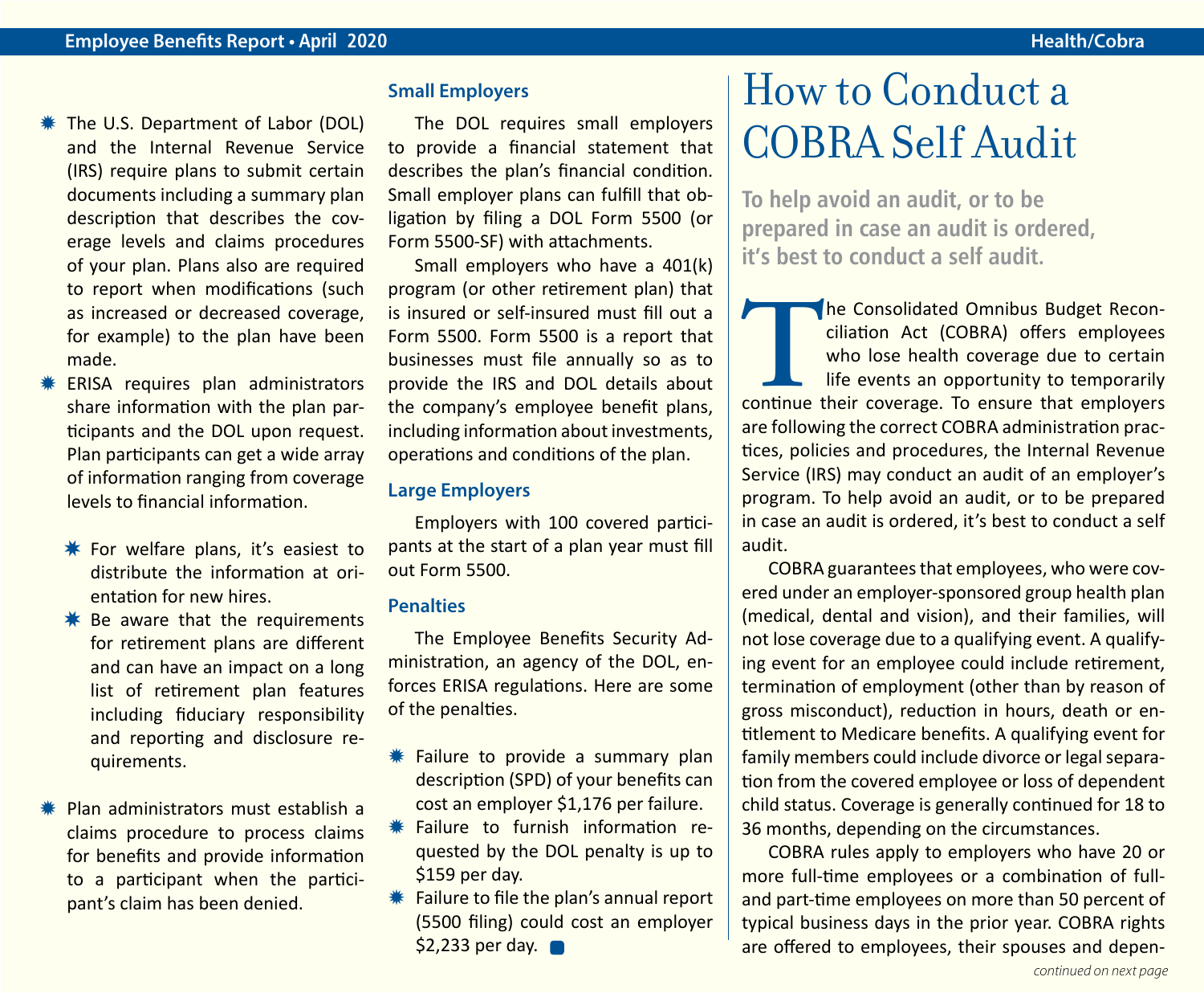- The U.S. Department of Labor (DOL) and the Internal Revenue Service (IRS) require plans to submit certain documents including a summary plan description that describes the coverage levels and claims procedures of your plan. Plans also are required to report when modifications (such as increased or decreased coverage, for example) to the plan have been made.
- ERISA requires plan administrators share information with the plan participants and the DOL upon request. Plan participants can get a wide array of information ranging from coverage levels to financial information.
  - For welfare plans, it's easiest to distribute the information at orientation for new hires.
  - Be aware that the requirements for retirement plans are different and can have an impact on a long list of retirement plan features including fiduciary responsibility and reporting and disclosure requirements.
- Plan administrators must establish a claims procedure to process claims for benefits and provide information to a participant when the participant's claim has been denied.

### Small Employers

The DOL requires small employers to provide a financial statement that describes the plan's financial condition. Small employer plans can fulfill that obligation by filing a DOL Form 5500 (or Form 5500-SF) with attachments.

Small employers who have a 401(k) program (or other retirement plan) that is insured or self-insured must fill out a Form 5500. Form 5500 is a report that businesses must file annually so as to provide the IRS and DOL details about the company's employee benefit plans, including information about investments, operations and conditions of the plan.

### Large Employers

Employers with 100 covered participants at the start of a plan year must fill out Form 5500.

### Penalties

The Employee Benefits Security Administration, an agency of the DOL, enforces ERISA regulations. Here are some of the penalties.

- Failure to provide a summary plan description (SPD) of your benefits can cost an employer $1,176 per failure.
- Failure to furnish information requested by the DOL penalty is up to $159 per day.
- Failure to file the plan's annual report (5500 filing) could cost an employer $2,233 per day.

# How to Conduct a COBRA Self Audit

**To help avoid an audit, or to be prepared in case an audit is ordered, it's best to conduct a self audit.**

The Consolidated Omnibus Budget Reconciliation Act (COBRA) offers employees who lose health coverage due to certain life events an opportunity to temporarily continue their coverage. To ensure that employers are following the correct COBRA administration practices, policies and procedures, the Internal Revenue Service (IRS) may conduct an audit of an employer's program. To help avoid an audit, or to be prepared in case an audit is ordered, it's best to conduct a self audit.

COBRA guarantees that employees, who were covered under an employer-sponsored group health plan (medical, dental and vision), and their families, will not lose coverage due to a qualifying event. A qualifying event for an employee could include retirement, termination of employment (other than by reason of gross misconduct), reduction in hours, death or entitlement to Medicare benefits. A qualifying event for family members could include divorce or legal separation from the covered employee or loss of dependent child status. Coverage is generally continued for 18 to 36 months, depending on the circumstances.

COBRA rules apply to employers who have 20 or more full-time employees or a combination of full- and part-time employees on more than 50 percent of typical business days in the prior year. COBRA rights are offered to employees, their spouses and depen-

*continued on next page*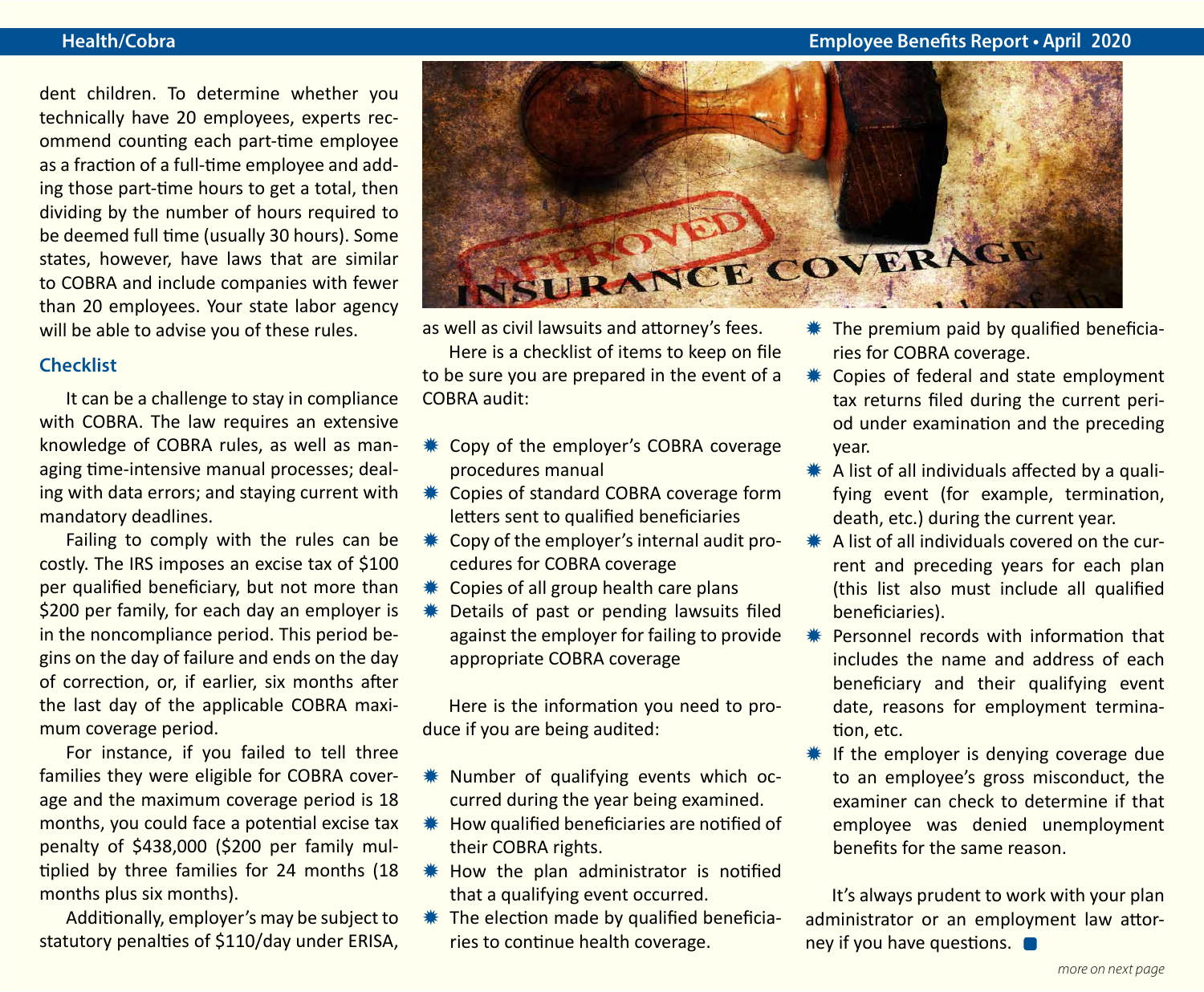dent children. To determine whether you technically have 20 employees, experts recommend counting each part-time employee as a fraction of a full-time employee and adding those part-time hours to get a total, then dividing by the number of hours required to be deemed full time (usually 30 hours). Some states, however, have laws that are similar to COBRA and include companies with fewer than 20 employees. Your state labor agency will be able to advise you of these rules.

### Checklist

It can be a challenge to stay in compliance with COBRA. The law requires an extensive knowledge of COBRA rules, as well as managing time-intensive manual processes; dealing with data errors; and staying current with mandatory deadlines.

Failing to comply with the rules can be costly. The IRS imposes an excise tax of $100 per qualified beneficiary, but not more than $200 per family, for each day an employer is in the noncompliance period. This period begins on the day of failure and ends on the day of correction, or, if earlier, six months after the last day of the applicable COBRA maximum coverage period.

For instance, if you failed to tell three families they were eligible for COBRA coverage and the maximum coverage period is 18 months, you could face a potential excise tax penalty of $438,000 ($200 per family multiplied by three families for 24 months (18 months plus six months).

Additionally, employer's may be subject to statutory penalties of $110/day under ERISA, as well as civil lawsuits and attorney's fees.

Here is a checklist of items to keep on file to be sure you are prepared in the event of a COBRA audit:

- Copy of the employer's COBRA coverage procedures manual
- Copies of standard COBRA coverage form letters sent to qualified beneficiaries
- Copy of the employer's internal audit procedures for COBRA coverage
- Copies of all group health care plans
- Details of past or pending lawsuits filed against the employer for failing to provide appropriate COBRA coverage

Here is the information you need to produce if you are being audited:

- Number of qualifying events which occurred during the year being examined.
- How qualified beneficiaries are notified of their COBRA rights.
- How the plan administrator is notified that a qualifying event occurred.
- The election made by qualified beneficiaries to continue health coverage.
- The premium paid by qualified beneficiaries for COBRA coverage.
- Copies of federal and state employment tax returns filed during the current period under examination and the preceding year.
- A list of all individuals affected by a qualifying event (for example, termination, death, etc.) during the current year.
- A list of all individuals covered on the current and preceding years for each plan (this list also must include all qualified beneficiaries).
- Personnel records with information that includes the name and address of each beneficiary and their qualifying event date, reasons for employment termination, etc.
- If the employer is denying coverage due to an employee's gross misconduct, the examiner can check to determine if that employee was denied unemployment benefits for the same reason.

It's always prudent to work with your plan administrator or an employment law attorney if you have questions.

*more on next page*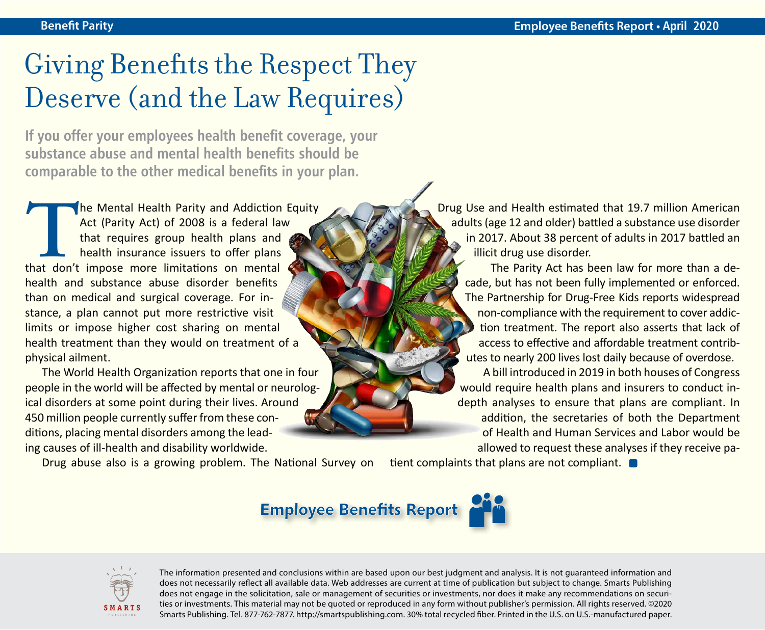# Giving Benefits the Respect They Deserve (and the Law Requires)

**If you offer your employees health benefit coverage, your substance abuse and mental health benefits should be comparable to the other medical benefits in your plan.**

The Mental Health Parity and Addiction Equity Act (Parity Act) of 2008 is a federal law that requires group health plans and health insurance issuers to offer plans that don't impose more limitations on mental health and substance abuse disorder benefits than on medical and surgical coverage. For instance, a plan cannot put more restrictive visit limits or impose higher cost sharing on mental health treatment than they would on treatment of a physical ailment.

The World Health Organization reports that one in four people in the world will be affected by mental or neurological disorders at some point during their lives. Around 450 million people currently suffer from these conditions, placing mental disorders among the leading causes of ill-health and disability worldwide.

Drug abuse also is a growing problem. The National Survey on Drug Use and Health estimated that 19.7 million American adults (age 12 and older) battled a substance use disorder in 2017. About 38 percent of adults in 2017 battled an illicit drug use disorder.

The Parity Act has been law for more than a decade, but has not been fully implemented or enforced. The Partnership for Drug-Free Kids reports widespread non-compliance with the requirement to cover addiction treatment. The report also asserts that lack of access to effective and affordable treatment contributes to nearly 200 lives lost daily because of overdose.

A bill introduced in 2019 in both houses of Congress would require health plans and insurers to conduct in-depth analyses to ensure that plans are compliant. In addition, the secretaries of both the Department of Health and Human Services and Labor would be allowed to request these analyses if they receive patient complaints that plans are not compliant.

**Employee Benefits Report**

The information presented and conclusions within are based upon our best judgment and analysis. It is not guaranteed information and does not necessarily reflect all available data. Web addresses are current at time of publication but subject to change. Smarts Publishing does not engage in the solicitation, sale or management of securities or investments, nor does it make any recommendations on securities or investments. This material may not be quoted or reproduced in any form without publisher's permission. All rights reserved. ©2020 Smarts Publishing. Tel. 877-762-7877. http://smartspublishing.com. 30% total recycled fiber. Printed in the U.S. on U.S.-manufactured paper.